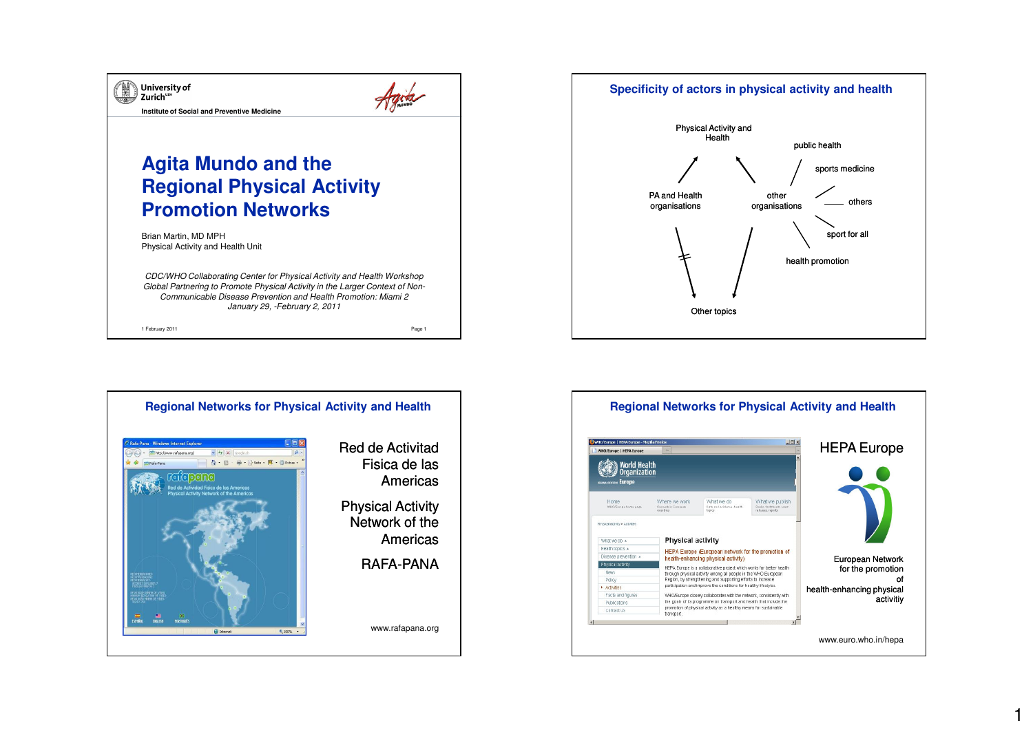University of Zurich[UZH]

Institute of Social and Preventive Medicine

# Agita Mundo and the Regional Physical Activity Promotion Networks

Brian Martin, MD MPH
Physical Activity and Health Unit

*CDC/WHO Collaborating Center for Physical Activity and Health Workshop Global Partnering to Promote Physical Activity in the Larger Context of Non-Communicable Disease Prevention and Health Promotion: Miami 2 January 29, -February 2, 2011*

1 February 2011

## Specificity of actors in physical activity and health

Physical Activity and Health

PA and Health organisations

other organisations

- public health
- sports medicine
- others
- sport for all
- health promotion

Other topics

## Regional Networks for Physical Activity and Health

Red de Actividad Fisica de las Americas

Physical Activity Network of the Americas

RAFA-PANA

www.rafapana.org

## Regional Networks for Physical Activity and Health

HEPA Europe

European Network for the promotion of health-enhancing physical activitiy

www.euro.who.in/hepa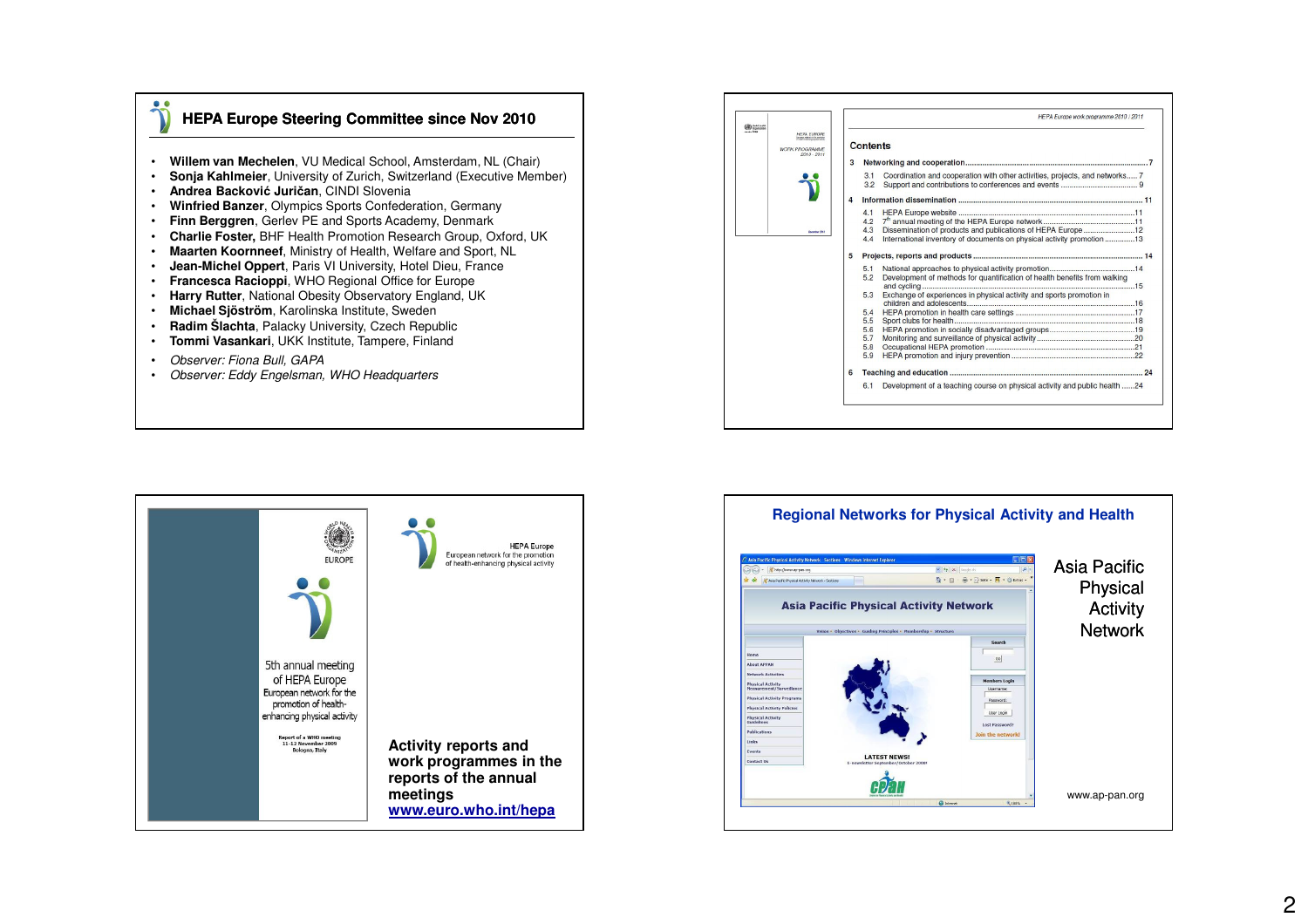## HEPA Europe Steering Committee since Nov 2010

- **Willem van Mechelen**, VU Medical School, Amsterdam, NL (Chair)
- **Sonja Kahlmeier**, University of Zurich, Switzerland (Executive Member)
- **Andrea Backović Juričan**, CINDI Slovenia
- **Winfried Banzer**, Olympics Sports Confederation, Germany
- **Finn Berggren**, Gerlev PE and Sports Academy, Denmark
- **Charlie Foster,** BHF Health Promotion Research Group, Oxford, UK
- **Maarten Koornneef**, Ministry of Health, Welfare and Sport, NL
- **Jean-Michel Oppert**, Paris VI University, Hotel Dieu, France
- **Francesca Racioppi**, WHO Regional Office for Europe
- **Harry Rutter**, National Obesity Observatory England, UK
- **Michael Sjöström**, Karolinska Institute, Sweden
- **Radim Šlachta**, Palacky University, Czech Republic
- **Tommi Vasankari**, UKK Institute, Tampere, Finland
- *Observer: Fiona Bull, GAPA*
- *Observer: Eddy Engelsman, WHO Headquarters*

HEPA Europe work programme 2010 / 2011

### Contents

3 **Networking and cooperation** ... 7
- 3.1 Coordination and cooperation with other activities, projects, and networks ... 7
- 3.2 Support and contributions to conferences and events ... 9

4 **Information dissemination** ... 11
- 4.1 HEPA Europe website ... 11
- 4.2 7th annual meeting of the HEPA Europe network ... 11
- 4.3 Dissemination of products and publications of HEPA Europe ... 12
- 4.4 International inventory of documents on physical activity promotion ... 13

5 **Projects, reports and products** ... 14
- 5.1 National approaches to physical activity promotion ... 14
- 5.2 Development of methods for quantification of health benefits from walking and cycling ... 15
- 5.3 Exchange of experiences in physical activity and sports promotion in children and adolescents ... 16
- 5.4 HEPA promotion in health care settings ... 17
- 5.5 Sport clubs for health ... 18
- 5.6 HEPA promotion in socially disadvantaged groups ... 19
- 5.7 Monitoring and surveillance of physical activity ... 20
- 5.8 Occupational HEPA promotion ... 21
- 5.9 HEPA promotion and injury prevention ... 22

6 **Teaching and education** ... 24
- 6.1 Development of a teaching course on physical activity and public health ... 24

5th annual meeting of HEPA Europe
European network for the promotion of health-enhancing physical activity

Report of a WHO meeting
11-12 November 2009
Bologna, Italy

HEPA Europe
European network for the promotion of health-enhancing physical activity

**Activity reports and work programmes in the reports of the annual meetings**
**www.euro.who.int/hepa**

## Regional Networks for Physical Activity and Health

Asia Pacific Physical Activity Network

www.ap-pan.org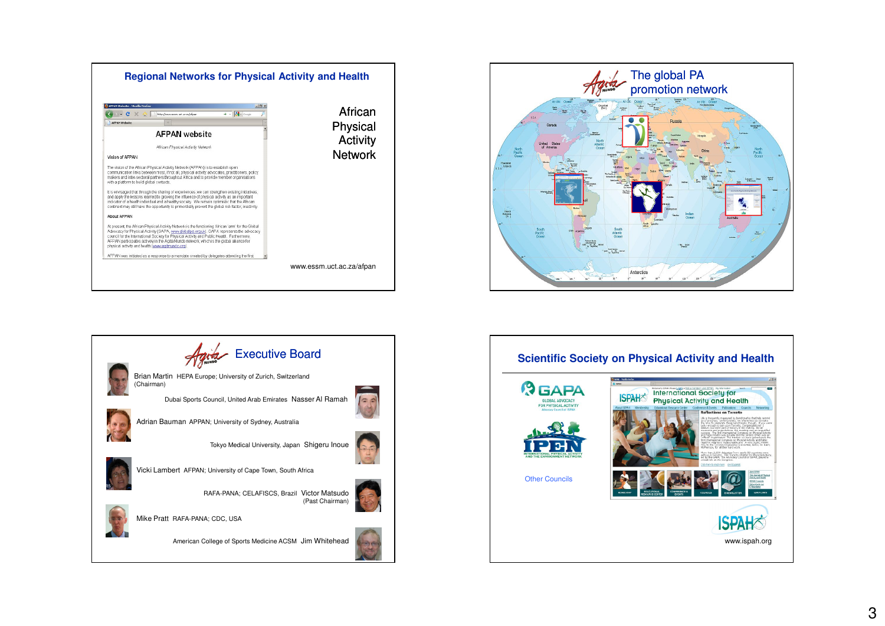## Regional Networks for Physical Activity and Health

African Physical Activity Network

www.essm.uct.ac.za/afpan

## The global PA promotion network

## Executive Board

Brian Martin HEPA Europe; University of Zurich, Switzerland (Chairman)

Dubai Sports Council, United Arab Emirates Nasser Al Ramah

Adrian Bauman APPAN; University of Sydney, Australia

Tokyo Medical University, Japan Shigeru Inoue

Vicki Lambert AFPAN; University of Cape Town, South Africa

RAFA-PANA; CELAFISCS, Brazil Victor Matsudo (Past Chairman)

Mike Pratt RAFA-PANA; CDC, USA

American College of Sports Medicine ACSM Jim Whitehead

## Scientific Society on Physical Activity and Health

GAPA Global Advocacy for Physical Activity

IPEN International Physical Activity and the Environment Network

Other Councils

www.ispah.org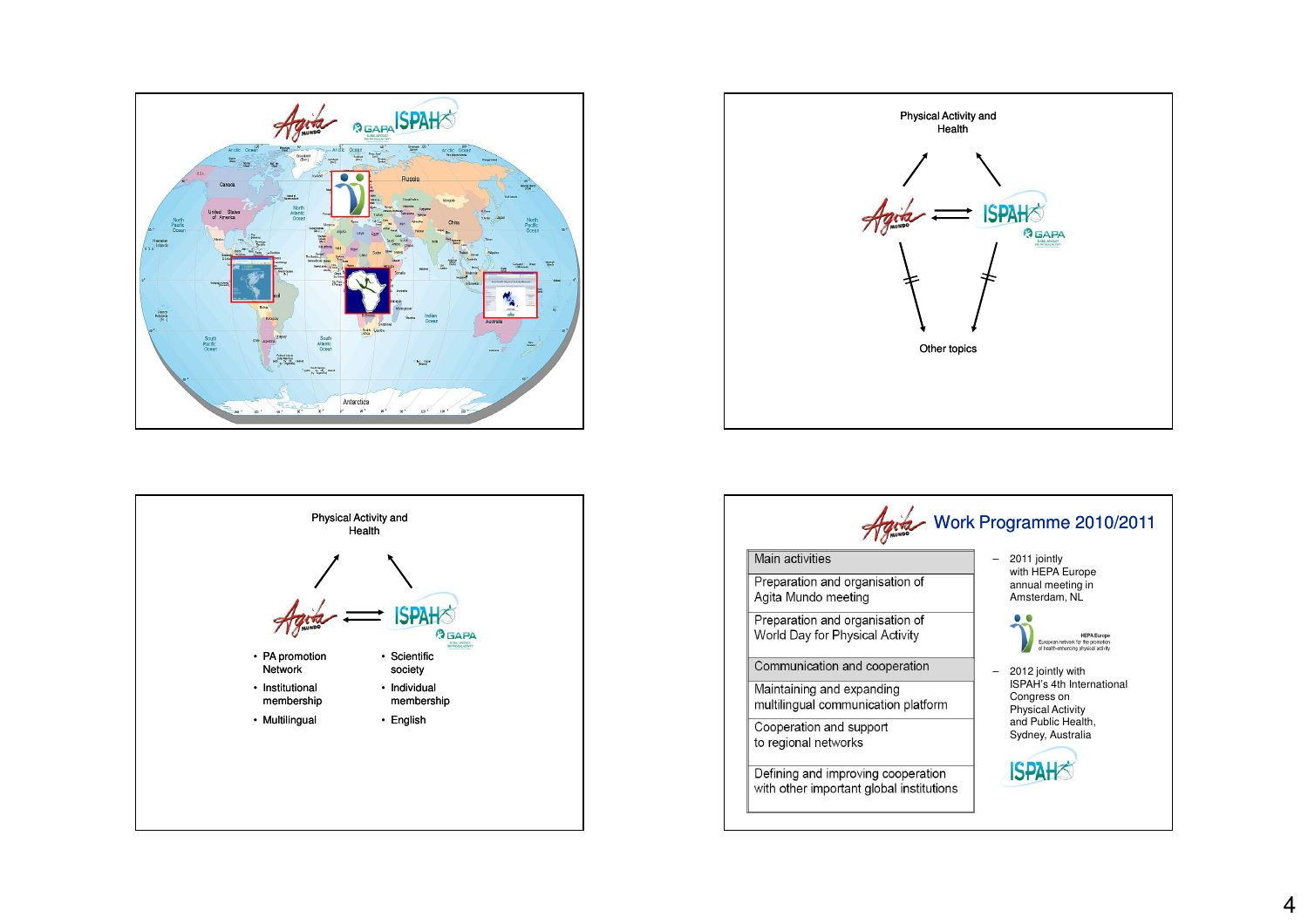Physical Activity and Health

Other topics

Physical Activity and Health

- PA promotion Network
- Institutional membership
- Multilingual

- Scientific society
- Individual membership
- English

## Work Programme 2010/2011

| Main activities |
| --- |
| Preparation and organisation of Agita Mundo meeting |
| Preparation and organisation of World Day for Physical Activity |
| **Communication and cooperation** |
| Maintaining and expanding multilingual communication platform |
| Cooperation and support to regional networks |
| Defining and improving cooperation with other important global institutions |

- 2011 jointly with HEPA Europe annual meeting in Amsterdam, NL

HEPA Europe
European network for the promotion of health-enhancing physical activity

- 2012 jointly with ISPAH's 4th International Congress on Physical Activity and Public Health, Sydney, Australia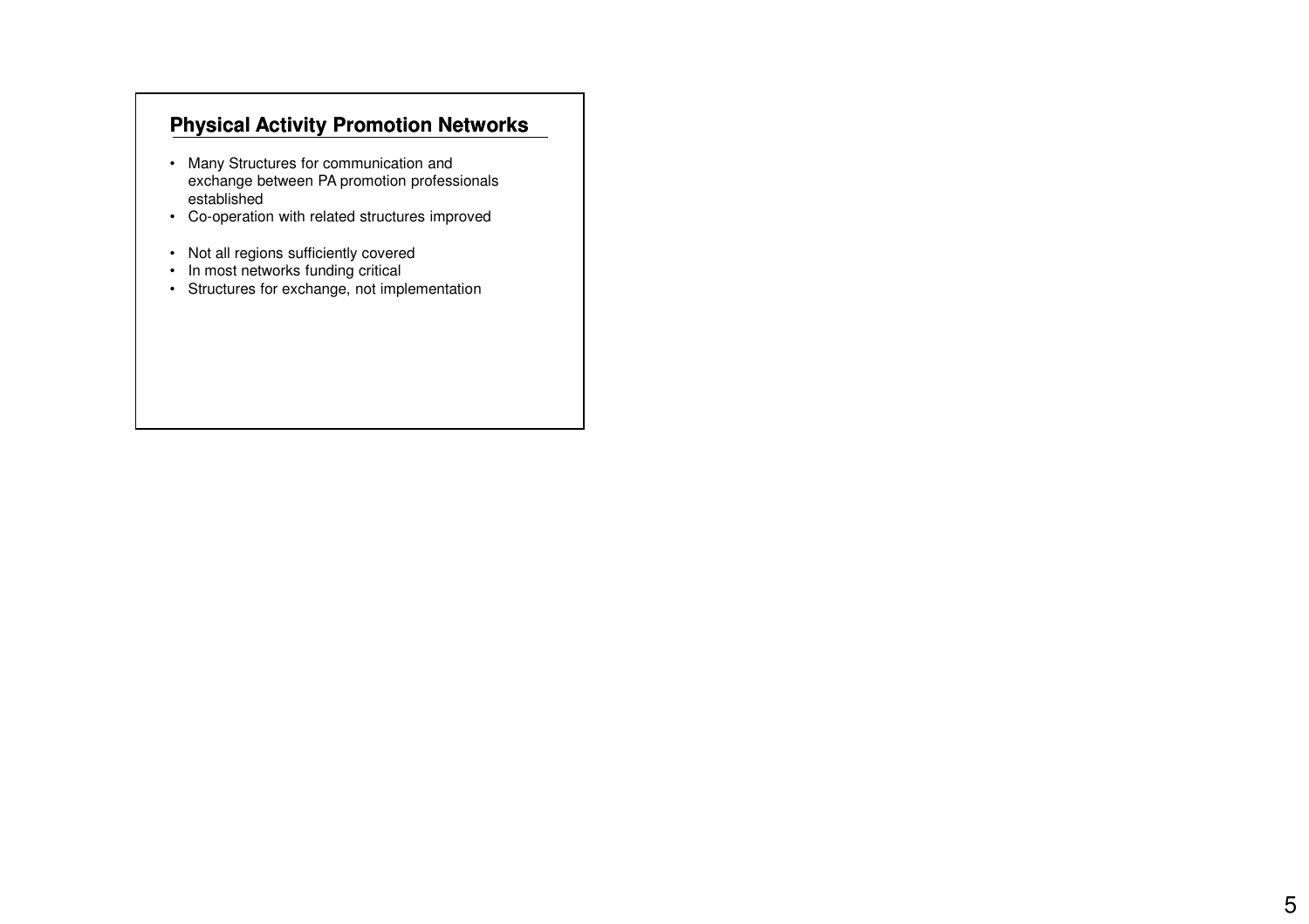## Physical Activity Promotion Networks

- Many Structures for communication and exchange between PA promotion professionals established
- Co-operation with related structures improved

- Not all regions sufficiently covered
- In most networks funding critical
- Structures for exchange, not implementation